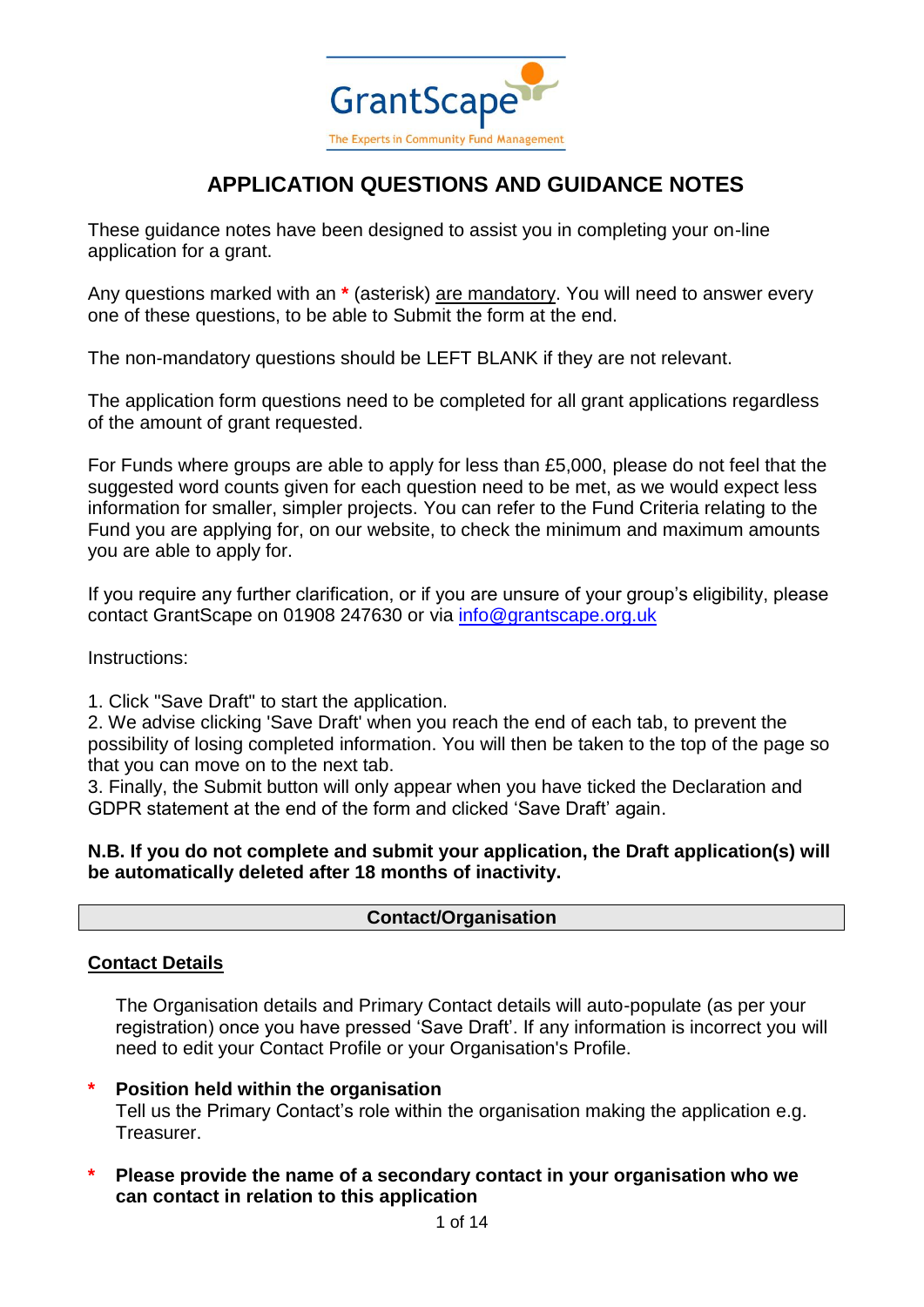GrantScape

The Experts in Community Fund Management

# APPLICATION QUESTIONS AND GUIDANCE NOTES

These guidance notes have been designed to assist you in completing your on-line application for a grant.

Any questions marked with an * (asterisk) are mandatory. You will need to answer every one of these questions, to be able to Submit the form at the end.

The non-mandatory questions should be LEFT BLANK if they are not relevant.

The application form questions need to be completed for all grant applications regardless of the amount of grant requested.

For Funds where groups are able to apply for less than £5,000, please do not feel that the suggested word counts given for each question need to be met, as we would expect less information for smaller, simpler projects. You can refer to the Fund Criteria relating to the Fund you are applying for, on our website, to check the minimum and maximum amounts you are able to apply for.

If you require any further clarification, or if you are unsure of your group's eligibility, please contact GrantScape on 01908 247630 or via info@grantscape.org.uk

Instructions:

1. Click "Save Draft" to start the application.
2. We advise clicking 'Save Draft' when you reach the end of each tab, to prevent the possibility of losing completed information. You will then be taken to the top of the page so that you can move on to the next tab.
3. Finally, the Submit button will only appear when you have ticked the Declaration and GDPR statement at the end of the form and clicked 'Save Draft' again.

**N.B. If you do not complete and submit your application, the Draft application(s) will be automatically deleted after 18 months of inactivity.**

## Contact/Organisation

### Contact Details

The Organisation details and Primary Contact details will auto-populate (as per your registration) once you have pressed 'Save Draft'. If any information is incorrect you will need to edit your Contact Profile or your Organisation's Profile.

\* **Position held within the organisation**
Tell us the Primary Contact's role within the organisation making the application e.g. Treasurer.

\* **Please provide the name of a secondary contact in your organisation who we can contact in relation to this application**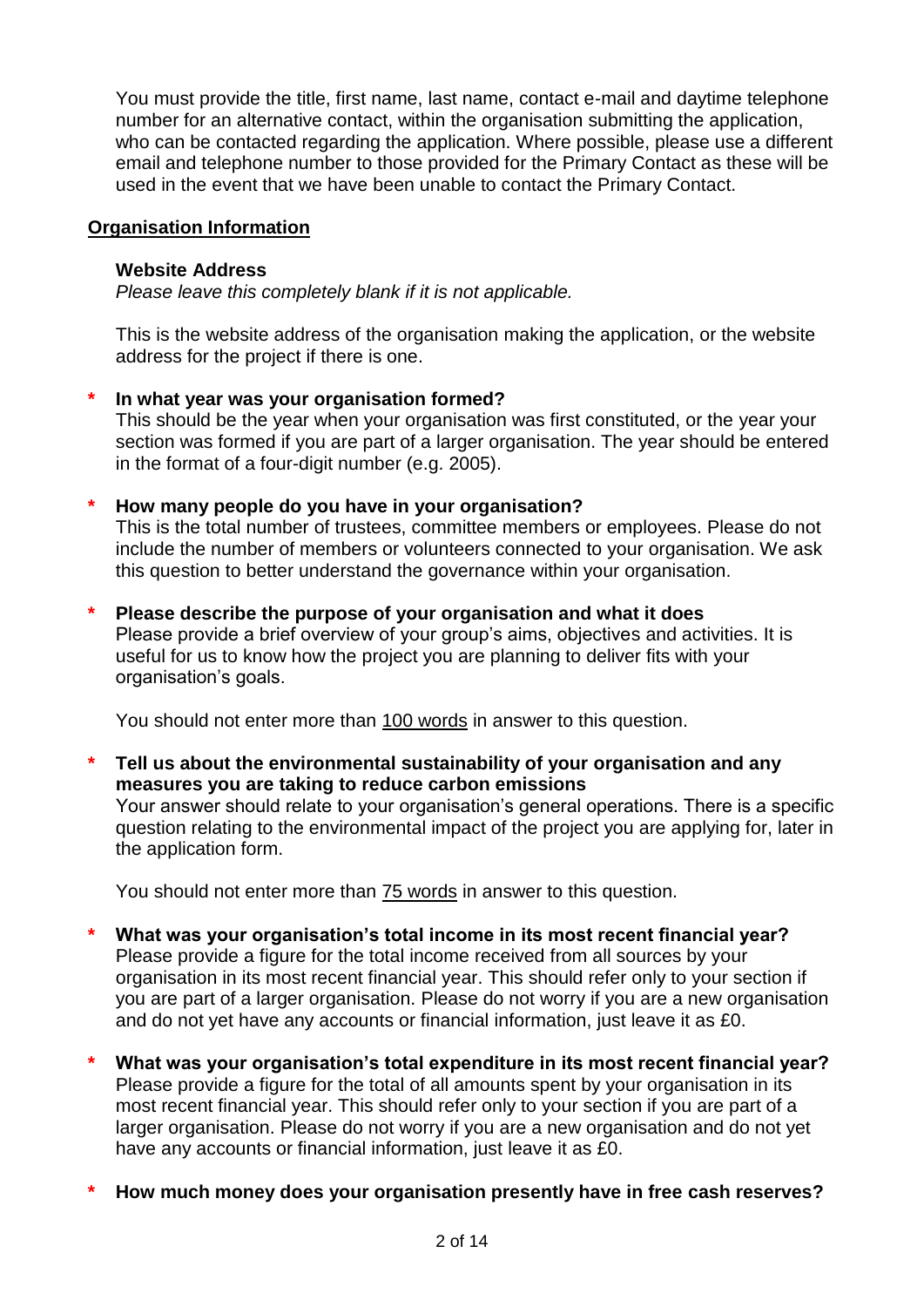You must provide the title, first name, last name, contact e-mail and daytime telephone number for an alternative contact, within the organisation submitting the application, who can be contacted regarding the application. Where possible, please use a different email and telephone number to those provided for the Primary Contact as these will be used in the event that we have been unable to contact the Primary Contact.

## Organisation Information

**Website Address**

*Please leave this completely blank if it is not applicable.*

This is the website address of the organisation making the application, or the website address for the project if there is one.

\* **In what year was your organisation formed?**

This should be the year when your organisation was first constituted, or the year your section was formed if you are part of a larger organisation. The year should be entered in the format of a four-digit number (e.g. 2005).

\* **How many people do you have in your organisation?**

This is the total number of trustees, committee members or employees. Please do not include the number of members or volunteers connected to your organisation. We ask this question to better understand the governance within your organisation.

\* **Please describe the purpose of your organisation and what it does**

Please provide a brief overview of your group's aims, objectives and activities. It is useful for us to know how the project you are planning to deliver fits with your organisation's goals.

You should not enter more than 100 words in answer to this question.

\* **Tell us about the environmental sustainability of your organisation and any measures you are taking to reduce carbon emissions**

Your answer should relate to your organisation's general operations. There is a specific question relating to the environmental impact of the project you are applying for, later in the application form.

You should not enter more than 75 words in answer to this question.

\* **What was your organisation's total income in its most recent financial year?**

Please provide a figure for the total income received from all sources by your organisation in its most recent financial year. This should refer only to your section if you are part of a larger organisation. Please do not worry if you are a new organisation and do not yet have any accounts or financial information, just leave it as £0.

\* **What was your organisation's total expenditure in its most recent financial year?**

Please provide a figure for the total of all amounts spent by your organisation in its most recent financial year. This should refer only to your section if you are part of a larger organisation. Please do not worry if you are a new organisation and do not yet have any accounts or financial information, just leave it as £0.

\* **How much money does your organisation presently have in free cash reserves?**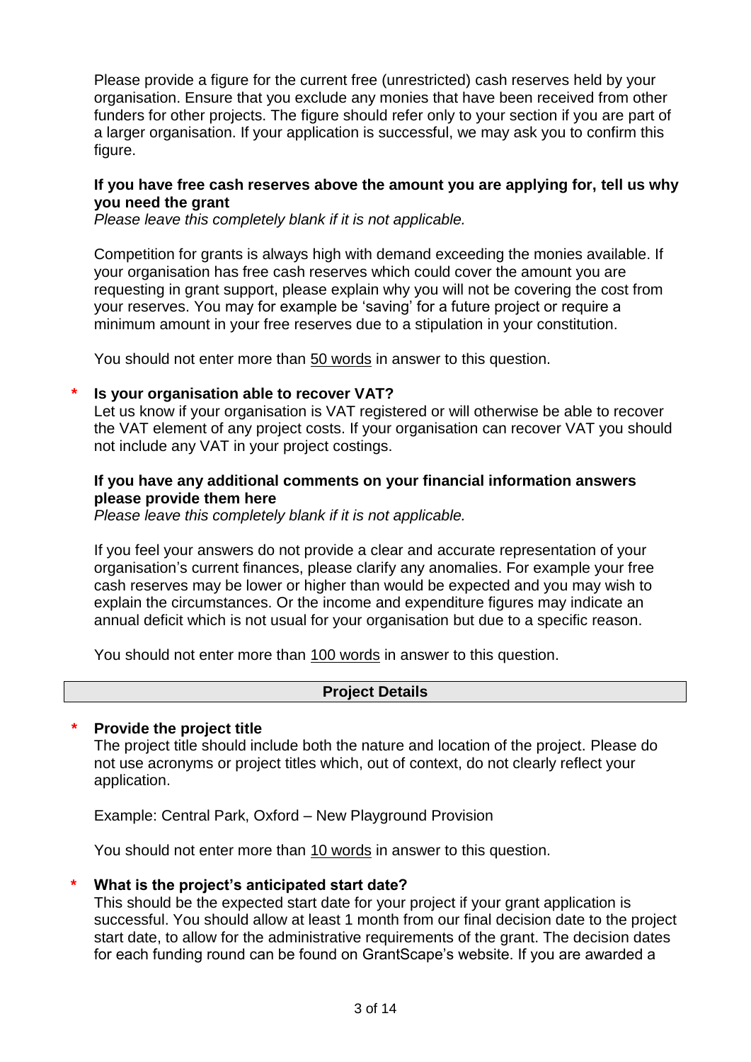Please provide a figure for the current free (unrestricted) cash reserves held by your organisation. Ensure that you exclude any monies that have been received from other funders for other projects. The figure should refer only to your section if you are part of a larger organisation. If your application is successful, we may ask you to confirm this figure.

**If you have free cash reserves above the amount you are applying for, tell us why you need the grant**
*Please leave this completely blank if it is not applicable.*

Competition for grants is always high with demand exceeding the monies available. If your organisation has free cash reserves which could cover the amount you are requesting in grant support, please explain why you will not be covering the cost from your reserves. You may for example be 'saving' for a future project or require a minimum amount in your free reserves due to a stipulation in your constitution.

You should not enter more than 50 words in answer to this question.

\* **Is your organisation able to recover VAT?**
Let us know if your organisation is VAT registered or will otherwise be able to recover the VAT element of any project costs. If your organisation can recover VAT you should not include any VAT in your project costings.

**If you have any additional comments on your financial information answers please provide them here**
*Please leave this completely blank if it is not applicable.*

If you feel your answers do not provide a clear and accurate representation of your organisation's current finances, please clarify any anomalies. For example your free cash reserves may be lower or higher than would be expected and you may wish to explain the circumstances. Or the income and expenditure figures may indicate an annual deficit which is not usual for your organisation but due to a specific reason.

You should not enter more than 100 words in answer to this question.

## Project Details

\* **Provide the project title**
The project title should include both the nature and location of the project. Please do not use acronyms or project titles which, out of context, do not clearly reflect your application.

Example: Central Park, Oxford – New Playground Provision

You should not enter more than 10 words in answer to this question.

\* **What is the project's anticipated start date?**
This should be the expected start date for your project if your grant application is successful. You should allow at least 1 month from our final decision date to the project start date, to allow for the administrative requirements of the grant. The decision dates for each funding round can be found on GrantScape's website. If you are awarded a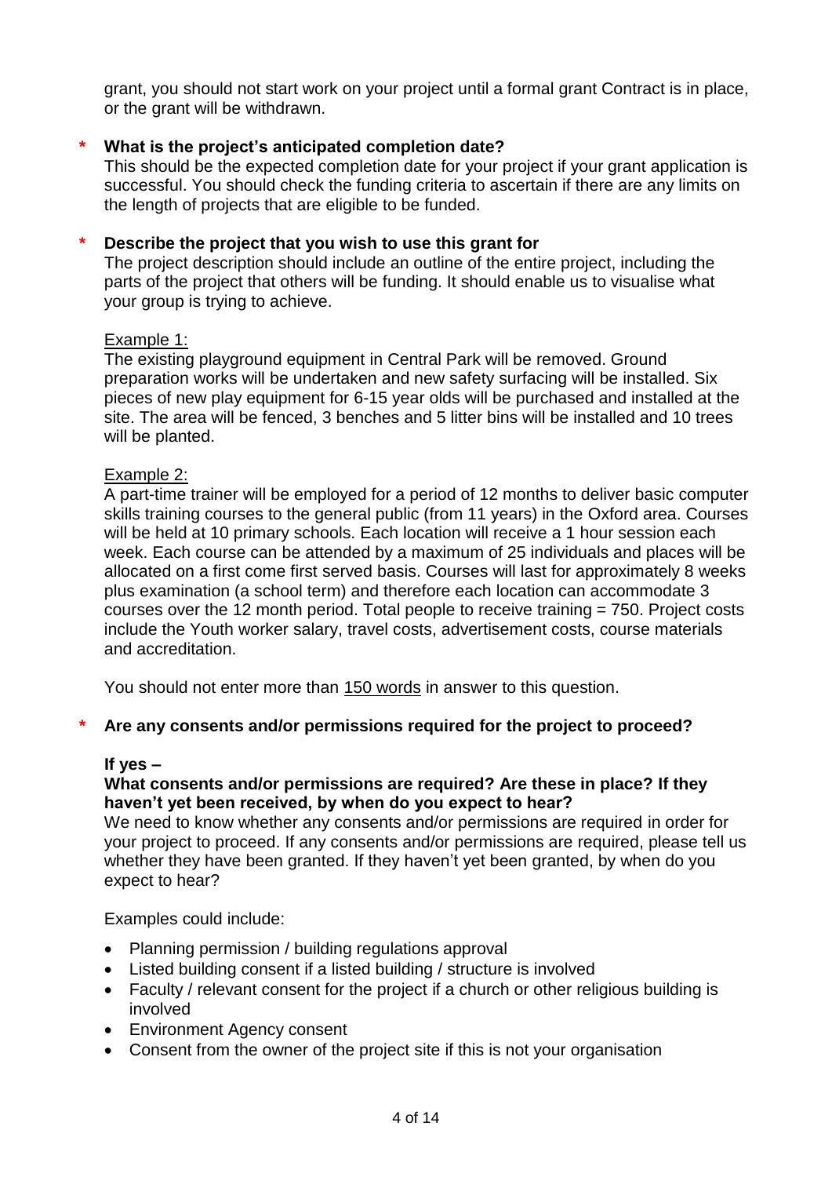grant, you should not start work on your project until a formal grant Contract is in place, or the grant will be withdrawn.

\* **What is the project's anticipated completion date?**

This should be the expected completion date for your project if your grant application is successful. You should check the funding criteria to ascertain if there are any limits on the length of projects that are eligible to be funded.

\* **Describe the project that you wish to use this grant for**

The project description should include an outline of the entire project, including the parts of the project that others will be funding. It should enable us to visualise what your group is trying to achieve.

<u>Example 1:</u>

The existing playground equipment in Central Park will be removed. Ground preparation works will be undertaken and new safety surfacing will be installed. Six pieces of new play equipment for 6-15 year olds will be purchased and installed at the site. The area will be fenced, 3 benches and 5 litter bins will be installed and 10 trees will be planted.

<u>Example 2:</u>

A part-time trainer will be employed for a period of 12 months to deliver basic computer skills training courses to the general public (from 11 years) in the Oxford area. Courses will be held at 10 primary schools. Each location will receive a 1 hour session each week. Each course can be attended by a maximum of 25 individuals and places will be allocated on a first come first served basis. Courses will last for approximately 8 weeks plus examination (a school term) and therefore each location can accommodate 3 courses over the 12 month period. Total people to receive training = 750. Project costs include the Youth worker salary, travel costs, advertisement costs, course materials and accreditation.

You should not enter more than <u>150 words</u> in answer to this question.

\* **Are any consents and/or permissions required for the project to proceed?**

**If yes –**

**What consents and/or permissions are required? Are these in place? If they haven't yet been received, by when do you expect to hear?**

We need to know whether any consents and/or permissions are required in order for your project to proceed. If any consents and/or permissions are required, please tell us whether they have been granted. If they haven't yet been granted, by when do you expect to hear?

Examples could include:

- Planning permission / building regulations approval
- Listed building consent if a listed building / structure is involved
- Faculty / relevant consent for the project if a church or other religious building is involved
- Environment Agency consent
- Consent from the owner of the project site if this is not your organisation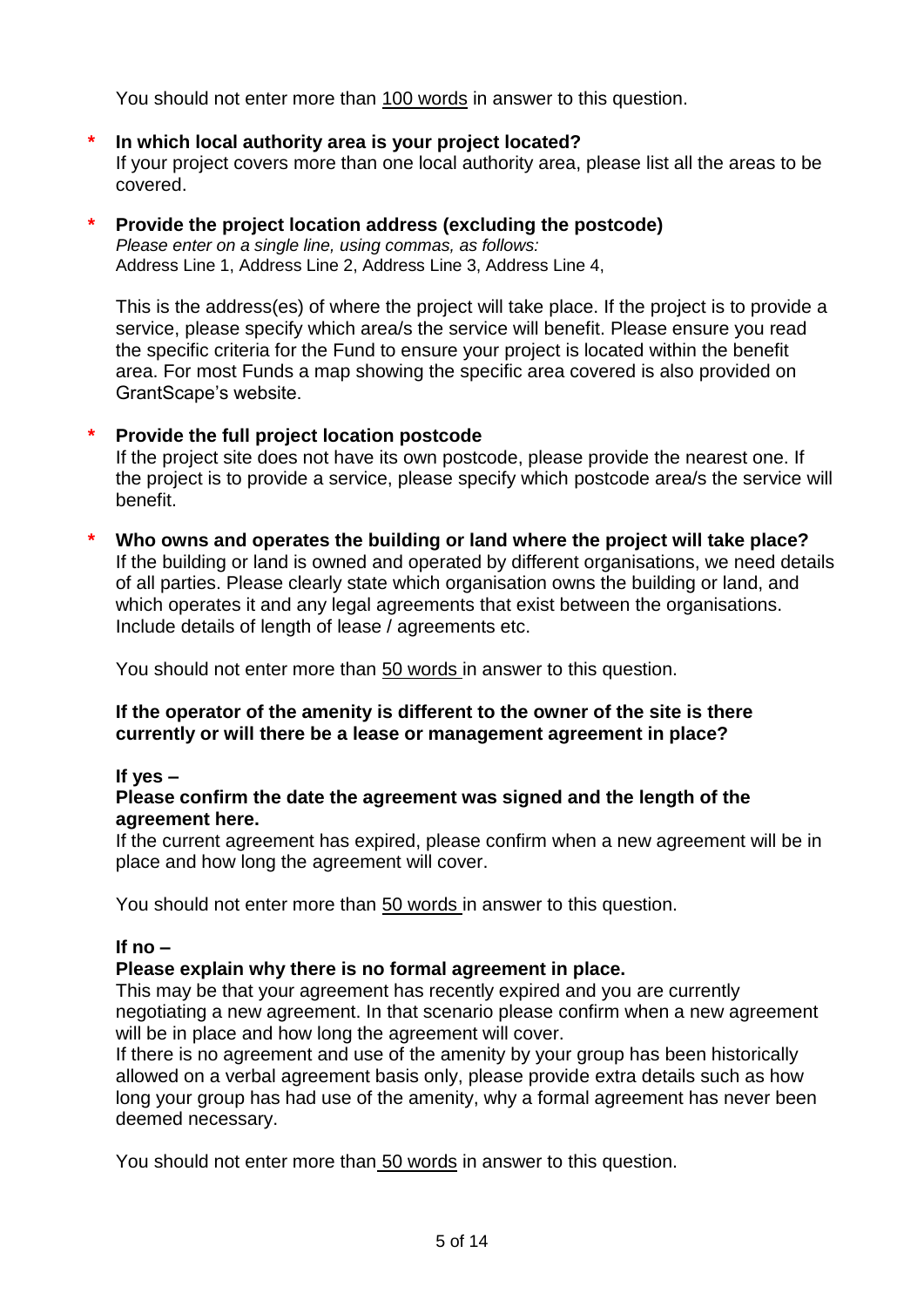You should not enter more than 100 words in answer to this question.

* **In which local authority area is your project located?**
  If your project covers more than one local authority area, please list all the areas to be covered.

* **Provide the project location address (excluding the postcode)**
  *Please enter on a single line, using commas, as follows:*
  Address Line 1, Address Line 2, Address Line 3, Address Line 4,

  This is the address(es) of where the project will take place. If the project is to provide a service, please specify which area/s the service will benefit. Please ensure you read the specific criteria for the Fund to ensure your project is located within the benefit area. For most Funds a map showing the specific area covered is also provided on GrantScape's website.

* **Provide the full project location postcode**
  If the project site does not have its own postcode, please provide the nearest one. If the project is to provide a service, please specify which postcode area/s the service will benefit.

* **Who owns and operates the building or land where the project will take place?**
  If the building or land is owned and operated by different organisations, we need details of all parties. Please clearly state which organisation owns the building or land, and which operates it and any legal agreements that exist between the organisations. Include details of length of lease / agreements etc.

  You should not enter more than 50 words in answer to this question.

**If the operator of the amenity is different to the owner of the site is there currently or will there be a lease or management agreement in place?**

**If yes –**
**Please confirm the date the agreement was signed and the length of the agreement here.**
If the current agreement has expired, please confirm when a new agreement will be in place and how long the agreement will cover.

You should not enter more than 50 words in answer to this question.

**If no –**
**Please explain why there is no formal agreement in place.**
This may be that your agreement has recently expired and you are currently negotiating a new agreement. In that scenario please confirm when a new agreement will be in place and how long the agreement will cover.
If there is no agreement and use of the amenity by your group has been historically allowed on a verbal agreement basis only, please provide extra details such as how long your group has had use of the amenity, why a formal agreement has never been deemed necessary.

You should not enter more than 50 words in answer to this question.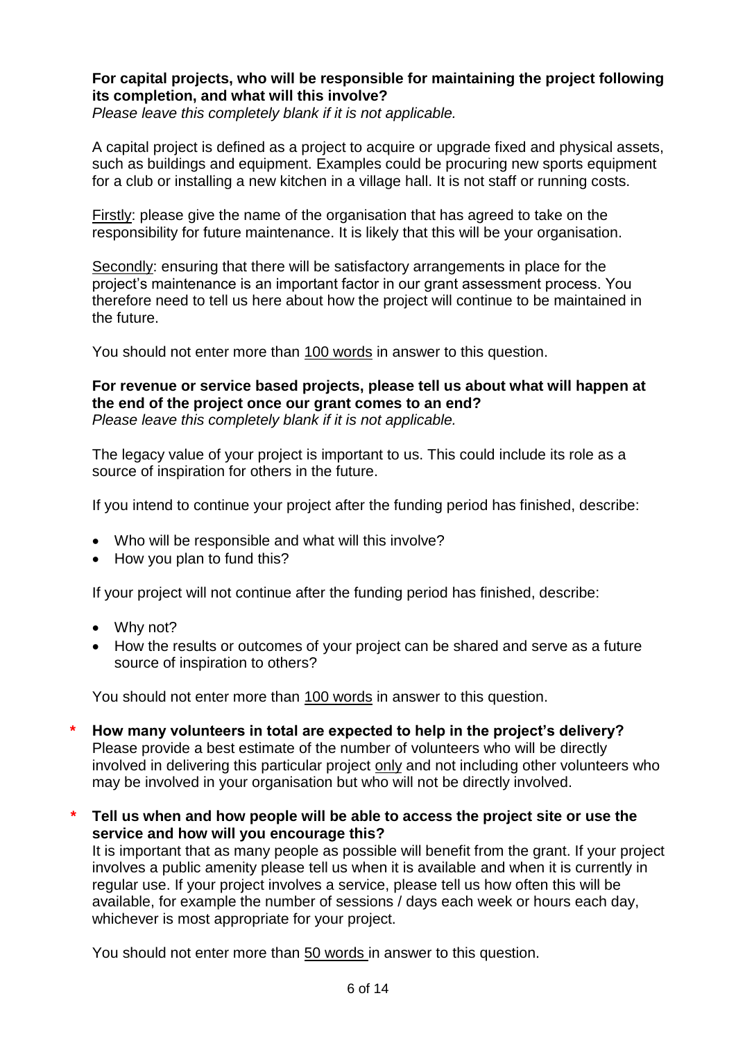**For capital projects, who will be responsible for maintaining the project following its completion, and what will this involve?**
*Please leave this completely blank if it is not applicable.*

A capital project is defined as a project to acquire or upgrade fixed and physical assets, such as buildings and equipment. Examples could be procuring new sports equipment for a club or installing a new kitchen in a village hall. It is not staff or running costs.

<u>Firstly</u>: please give the name of the organisation that has agreed to take on the responsibility for future maintenance. It is likely that this will be your organisation.

<u>Secondly</u>: ensuring that there will be satisfactory arrangements in place for the project's maintenance is an important factor in our grant assessment process. You therefore need to tell us here about how the project will continue to be maintained in the future.

You should not enter more than <u>100 words</u> in answer to this question.

**For revenue or service based projects, please tell us about what will happen at the end of the project once our grant comes to an end?**
*Please leave this completely blank if it is not applicable.*

The legacy value of your project is important to us. This could include its role as a source of inspiration for others in the future.

If you intend to continue your project after the funding period has finished, describe:

- Who will be responsible and what will this involve?
- How you plan to fund this?

If your project will not continue after the funding period has finished, describe:

- Why not?
- How the results or outcomes of your project can be shared and serve as a future source of inspiration to others?

You should not enter more than <u>100 words</u> in answer to this question.

* **How many volunteers in total are expected to help in the project's delivery?**
Please provide a best estimate of the number of volunteers who will be directly involved in delivering this particular project <u>only</u> and not including other volunteers who may be involved in your organisation but who will not be directly involved.

* **Tell us when and how people will be able to access the project site or use the service and how will you encourage this?**
It is important that as many people as possible will benefit from the grant. If your project involves a public amenity please tell us when it is available and when it is currently in regular use. If your project involves a service, please tell us how often this will be available, for example the number of sessions / days each week or hours each day, whichever is most appropriate for your project.

You should not enter more than <u>50 words</u> in answer to this question.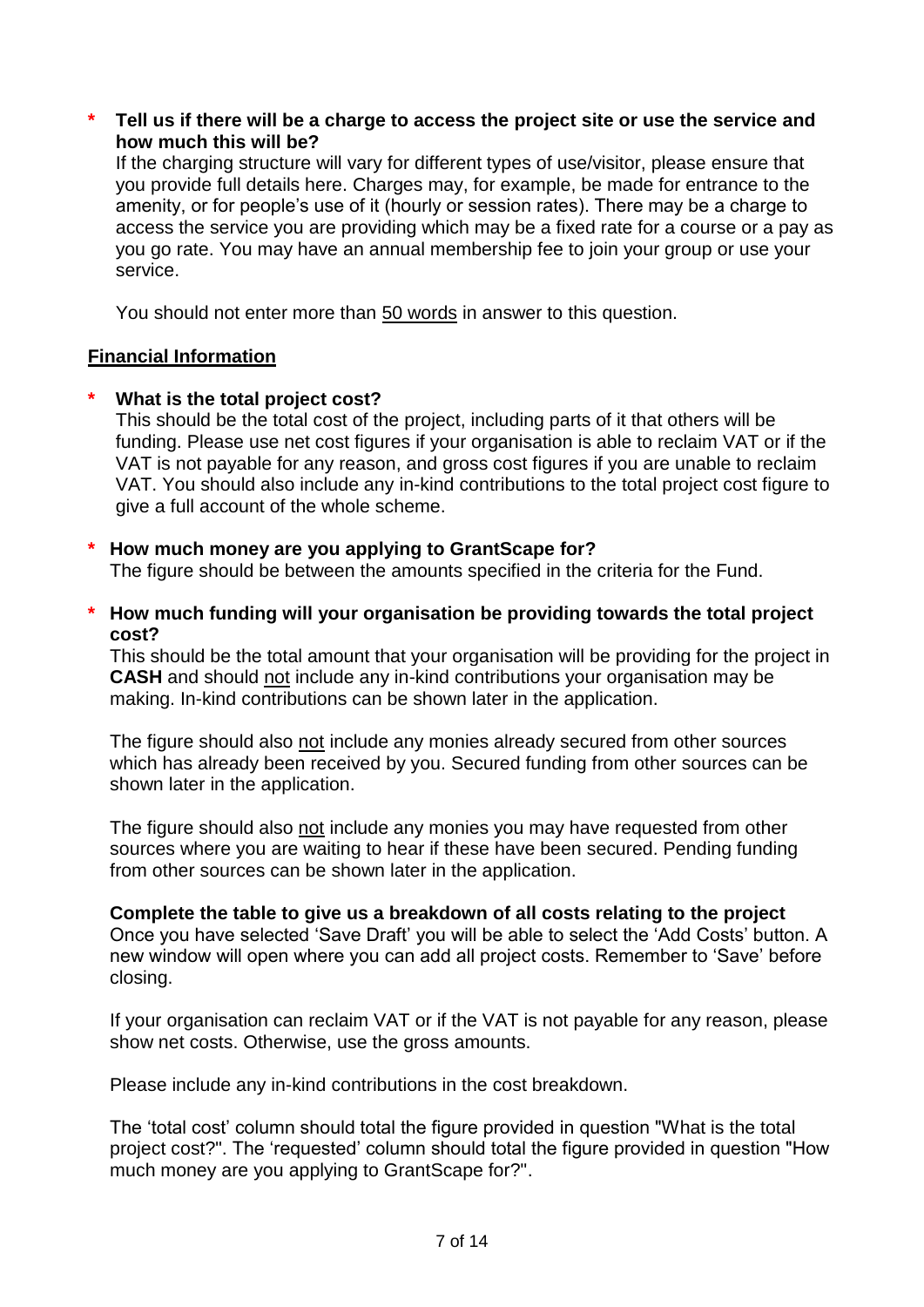\* **Tell us if there will be a charge to access the project site or use the service and how much this will be?**
If the charging structure will vary for different types of use/visitor, please ensure that you provide full details here. Charges may, for example, be made for entrance to the amenity, or for people's use of it (hourly or session rates). There may be a charge to access the service you are providing which may be a fixed rate for a course or a pay as you go rate. You may have an annual membership fee to join your group or use your service.

You should not enter more than <u>50 words</u> in answer to this question.

## <u>Financial Information</u>

\* **What is the total project cost?**
This should be the total cost of the project, including parts of it that others will be funding. Please use net cost figures if your organisation is able to reclaim VAT or if the VAT is not payable for any reason, and gross cost figures if you are unable to reclaim VAT. You should also include any in-kind contributions to the total project cost figure to give a full account of the whole scheme.

\* **How much money are you applying to GrantScape for?**
The figure should be between the amounts specified in the criteria for the Fund.

\* **How much funding will your organisation be providing towards the total project cost?**
This should be the total amount that your organisation will be providing for the project in **CASH** and should <u>not</u> include any in-kind contributions your organisation may be making. In-kind contributions can be shown later in the application.

The figure should also <u>not</u> include any monies already secured from other sources which has already been received by you. Secured funding from other sources can be shown later in the application.

The figure should also <u>not</u> include any monies you may have requested from other sources where you are waiting to hear if these have been secured. Pending funding from other sources can be shown later in the application.

**Complete the table to give us a breakdown of all costs relating to the project**
Once you have selected 'Save Draft' you will be able to select the 'Add Costs' button. A new window will open where you can add all project costs. Remember to 'Save' before closing.

If your organisation can reclaim VAT or if the VAT is not payable for any reason, please show net costs. Otherwise, use the gross amounts.

Please include any in-kind contributions in the cost breakdown.

The 'total cost' column should total the figure provided in question "What is the total project cost?". The 'requested' column should total the figure provided in question "How much money are you applying to GrantScape for?".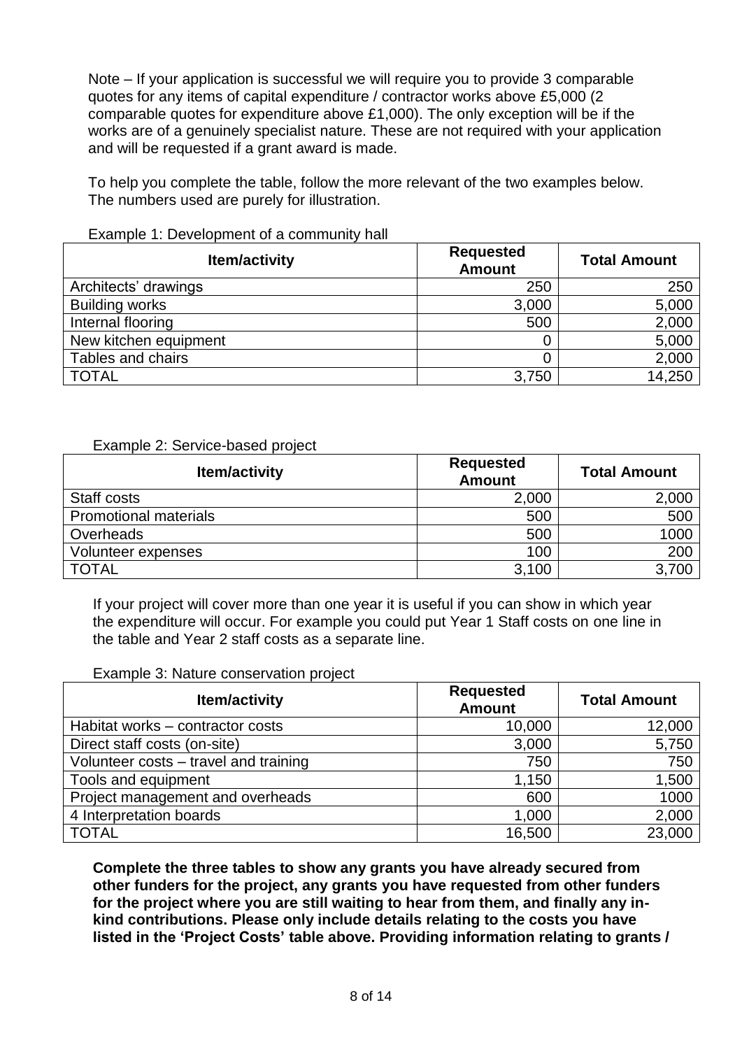Note – If your application is successful we will require you to provide 3 comparable quotes for any items of capital expenditure / contractor works above £5,000 (2 comparable quotes for expenditure above £1,000). The only exception will be if the works are of a genuinely specialist nature. These are not required with your application and will be requested if a grant award is made.

To help you complete the table, follow the more relevant of the two examples below. The numbers used are purely for illustration.

Example 1: Development of a community hall

| Item/activity | Requested Amount | Total Amount |
|---|---:|---:|
| Architects' drawings | 250 | 250 |
| Building works | 3,000 | 5,000 |
| Internal flooring | 500 | 2,000 |
| New kitchen equipment | 0 | 5,000 |
| Tables and chairs | 0 | 2,000 |
| TOTAL | 3,750 | 14,250 |

Example 2: Service-based project

| Item/activity | Requested Amount | Total Amount |
|---|---:|---:|
| Staff costs | 2,000 | 2,000 |
| Promotional materials | 500 | 500 |
| Overheads | 500 | 1000 |
| Volunteer expenses | 100 | 200 |
| TOTAL | 3,100 | 3,700 |

If your project will cover more than one year it is useful if you can show in which year the expenditure will occur. For example you could put Year 1 Staff costs on one line in the table and Year 2 staff costs as a separate line.

Example 3: Nature conservation project

| Item/activity | Requested Amount | Total Amount |
|---|---:|---:|
| Habitat works – contractor costs | 10,000 | 12,000 |
| Direct staff costs (on-site) | 3,000 | 5,750 |
| Volunteer costs – travel and training | 750 | 750 |
| Tools and equipment | 1,150 | 1,500 |
| Project management and overheads | 600 | 1000 |
| 4 Interpretation boards | 1,000 | 2,000 |
| TOTAL | 16,500 | 23,000 |

**Complete the three tables to show any grants you have already secured from other funders for the project, any grants you have requested from other funders for the project where you are still waiting to hear from them, and finally any in-kind contributions. Please only include details relating to the costs you have listed in the 'Project Costs' table above. Providing information relating to grants /**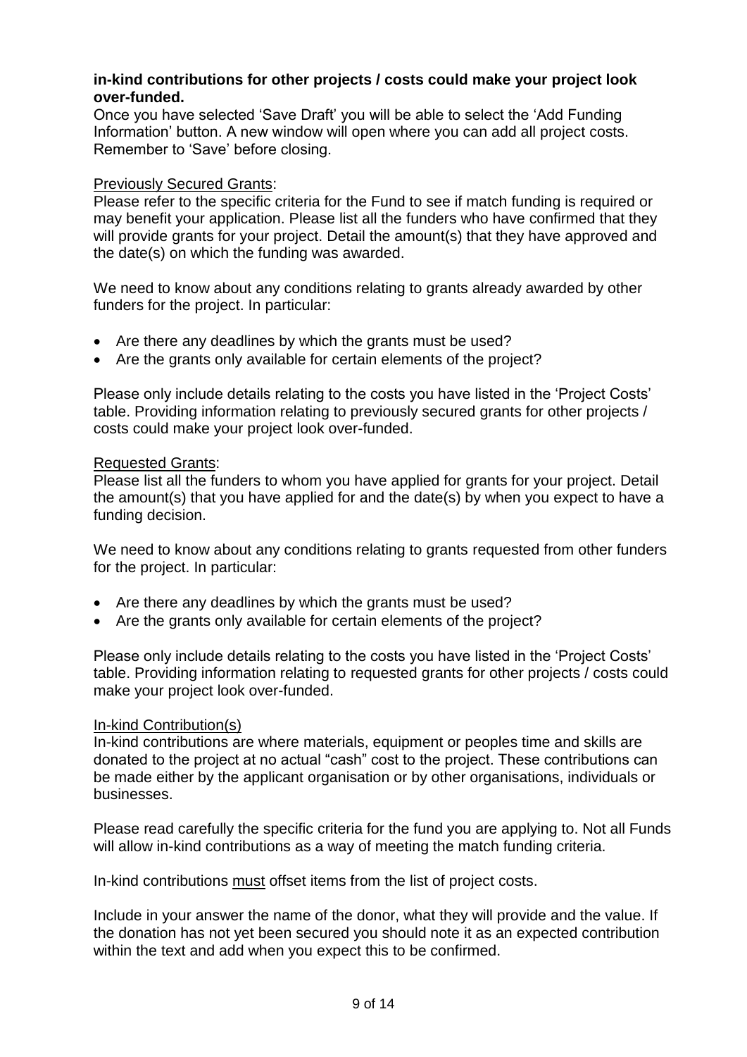**in-kind contributions for other projects / costs could make your project look over-funded.**

Once you have selected 'Save Draft' you will be able to select the 'Add Funding Information' button. A new window will open where you can add all project costs. Remember to 'Save' before closing.

<u>Previously Secured Grants</u>:

Please refer to the specific criteria for the Fund to see if match funding is required or may benefit your application. Please list all the funders who have confirmed that they will provide grants for your project. Detail the amount(s) that they have approved and the date(s) on which the funding was awarded.

We need to know about any conditions relating to grants already awarded by other funders for the project. In particular:

- Are there any deadlines by which the grants must be used?
- Are the grants only available for certain elements of the project?

Please only include details relating to the costs you have listed in the 'Project Costs' table. Providing information relating to previously secured grants for other projects / costs could make your project look over-funded.

<u>Requested Grants</u>:

Please list all the funders to whom you have applied for grants for your project. Detail the amount(s) that you have applied for and the date(s) by when you expect to have a funding decision.

We need to know about any conditions relating to grants requested from other funders for the project. In particular:

- Are there any deadlines by which the grants must be used?
- Are the grants only available for certain elements of the project?

Please only include details relating to the costs you have listed in the 'Project Costs' table. Providing information relating to requested grants for other projects / costs could make your project look over-funded.

<u>In-kind Contribution(s)</u>

In-kind contributions are where materials, equipment or peoples time and skills are donated to the project at no actual "cash" cost to the project. These contributions can be made either by the applicant organisation or by other organisations, individuals or businesses.

Please read carefully the specific criteria for the fund you are applying to. Not all Funds will allow in-kind contributions as a way of meeting the match funding criteria.

In-kind contributions <u>must</u> offset items from the list of project costs.

Include in your answer the name of the donor, what they will provide and the value. If the donation has not yet been secured you should note it as an expected contribution within the text and add when you expect this to be confirmed.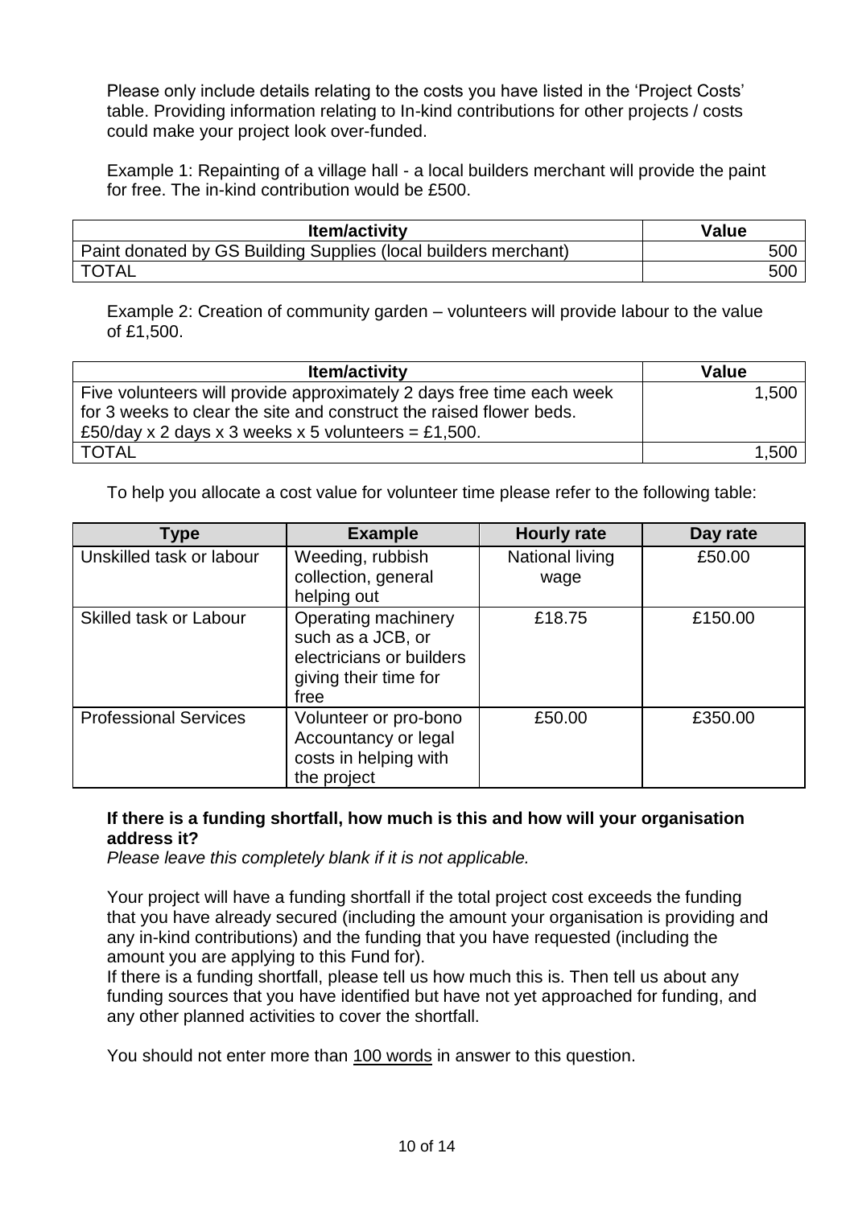Please only include details relating to the costs you have listed in the 'Project Costs' table. Providing information relating to In-kind contributions for other projects / costs could make your project look over-funded.

Example 1: Repainting of a village hall - a local builders merchant will provide the paint for free. The in-kind contribution would be £500.

| Item/activity | Value |
| --- | ---: |
| Paint donated by GS Building Supplies (local builders merchant) | 500 |
| TOTAL | 500 |

Example 2: Creation of community garden – volunteers will provide labour to the value of £1,500.

| Item/activity | Value |
| --- | ---: |
| Five volunteers will provide approximately 2 days free time each week for 3 weeks to clear the site and construct the raised flower beds. £50/day x 2 days x 3 weeks x 5 volunteers = £1,500. | 1,500 |
| TOTAL | 1,500 |

To help you allocate a cost value for volunteer time please refer to the following table:

| Type | Example | Hourly rate | Day rate |
| --- | --- | --- | --- |
| Unskilled task or labour | Weeding, rubbish collection, general helping out | National living wage | £50.00 |
| Skilled task or Labour | Operating machinery such as a JCB, or electricians or builders giving their time for free | £18.75 | £150.00 |
| Professional Services | Volunteer or pro-bono Accountancy or legal costs in helping with the project | £50.00 | £350.00 |

**If there is a funding shortfall, how much is this and how will your organisation address it?**
*Please leave this completely blank if it is not applicable.*

Your project will have a funding shortfall if the total project cost exceeds the funding that you have already secured (including the amount your organisation is providing and any in-kind contributions) and the funding that you have requested (including the amount you are applying to this Fund for).
If there is a funding shortfall, please tell us how much this is. Then tell us about any funding sources that you have identified but have not yet approached for funding, and any other planned activities to cover the shortfall.

You should not enter more than 100 words in answer to this question.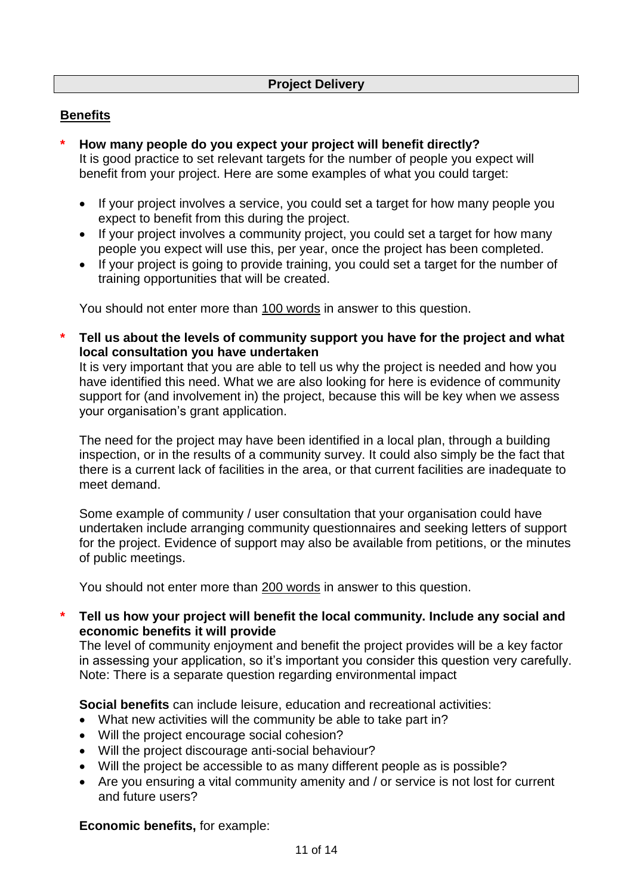## Project Delivery

### Benefits

**\* How many people do you expect your project will benefit directly?**
It is good practice to set relevant targets for the number of people you expect will benefit from your project. Here are some examples of what you could target:

- If your project involves a service, you could set a target for how many people you expect to benefit from this during the project.
- If your project involves a community project, you could set a target for how many people you expect will use this, per year, once the project has been completed.
- If your project is going to provide training, you could set a target for the number of training opportunities that will be created.

You should not enter more than <u>100 words</u> in answer to this question.

**\* Tell us about the levels of community support you have for the project and what local consultation you have undertaken**
It is very important that you are able to tell us why the project is needed and how you have identified this need. What we are also looking for here is evidence of community support for (and involvement in) the project, because this will be key when we assess your organisation's grant application.

The need for the project may have been identified in a local plan, through a building inspection, or in the results of a community survey. It could also simply be the fact that there is a current lack of facilities in the area, or that current facilities are inadequate to meet demand.

Some example of community / user consultation that your organisation could have undertaken include arranging community questionnaires and seeking letters of support for the project. Evidence of support may also be available from petitions, or the minutes of public meetings.

You should not enter more than <u>200 words</u> in answer to this question.

**\* Tell us how your project will benefit the local community. Include any social and economic benefits it will provide**
The level of community enjoyment and benefit the project provides will be a key factor in assessing your application, so it's important you consider this question very carefully. Note: There is a separate question regarding environmental impact

**Social benefits** can include leisure, education and recreational activities:

- What new activities will the community be able to take part in?
- Will the project encourage social cohesion?
- Will the project discourage anti-social behaviour?
- Will the project be accessible to as many different people as is possible?
- Are you ensuring a vital community amenity and / or service is not lost for current and future users?

**Economic benefits,** for example: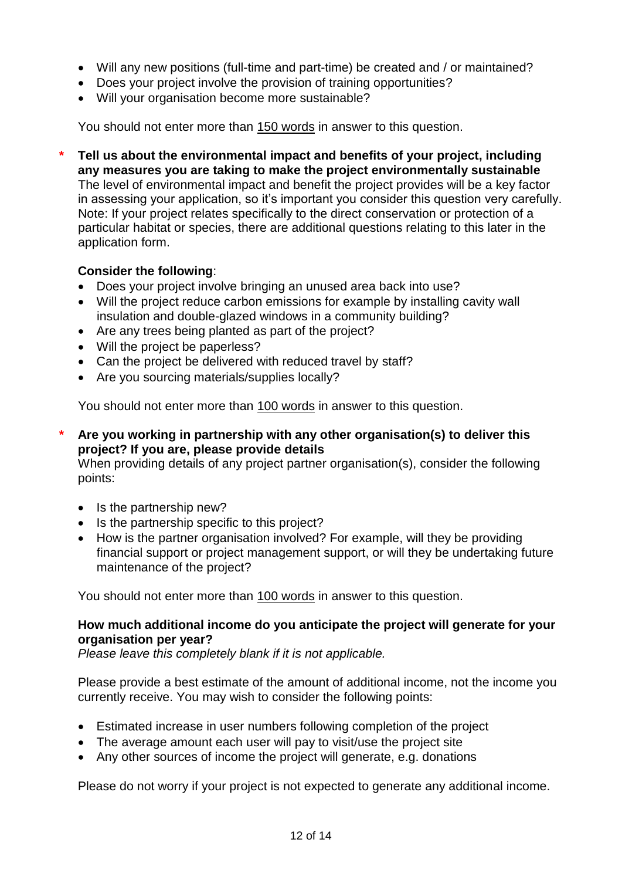- Will any new positions (full-time and part-time) be created and / or maintained?
- Does your project involve the provision of training opportunities?
- Will your organisation become more sustainable?

You should not enter more than 150 words in answer to this question.

* **Tell us about the environmental impact and benefits of your project, including any measures you are taking to make the project environmentally sustainable**
The level of environmental impact and benefit the project provides will be a key factor in assessing your application, so it's important you consider this question very carefully. Note: If your project relates specifically to the direct conservation or protection of a particular habitat or species, there are additional questions relating to this later in the application form.

**Consider the following**:

- Does your project involve bringing an unused area back into use?
- Will the project reduce carbon emissions for example by installing cavity wall insulation and double-glazed windows in a community building?
- Are any trees being planted as part of the project?
- Will the project be paperless?
- Can the project be delivered with reduced travel by staff?
- Are you sourcing materials/supplies locally?

You should not enter more than 100 words in answer to this question.

* **Are you working in partnership with any other organisation(s) to deliver this project? If you are, please provide details**
When providing details of any project partner organisation(s), consider the following points:

- Is the partnership new?
- Is the partnership specific to this project?
- How is the partner organisation involved? For example, will they be providing financial support or project management support, or will they be undertaking future maintenance of the project?

You should not enter more than 100 words in answer to this question.

**How much additional income do you anticipate the project will generate for your organisation per year?**
*Please leave this completely blank if it is not applicable.*

Please provide a best estimate of the amount of additional income, not the income you currently receive. You may wish to consider the following points:

- Estimated increase in user numbers following completion of the project
- The average amount each user will pay to visit/use the project site
- Any other sources of income the project will generate, e.g. donations

Please do not worry if your project is not expected to generate any additional income.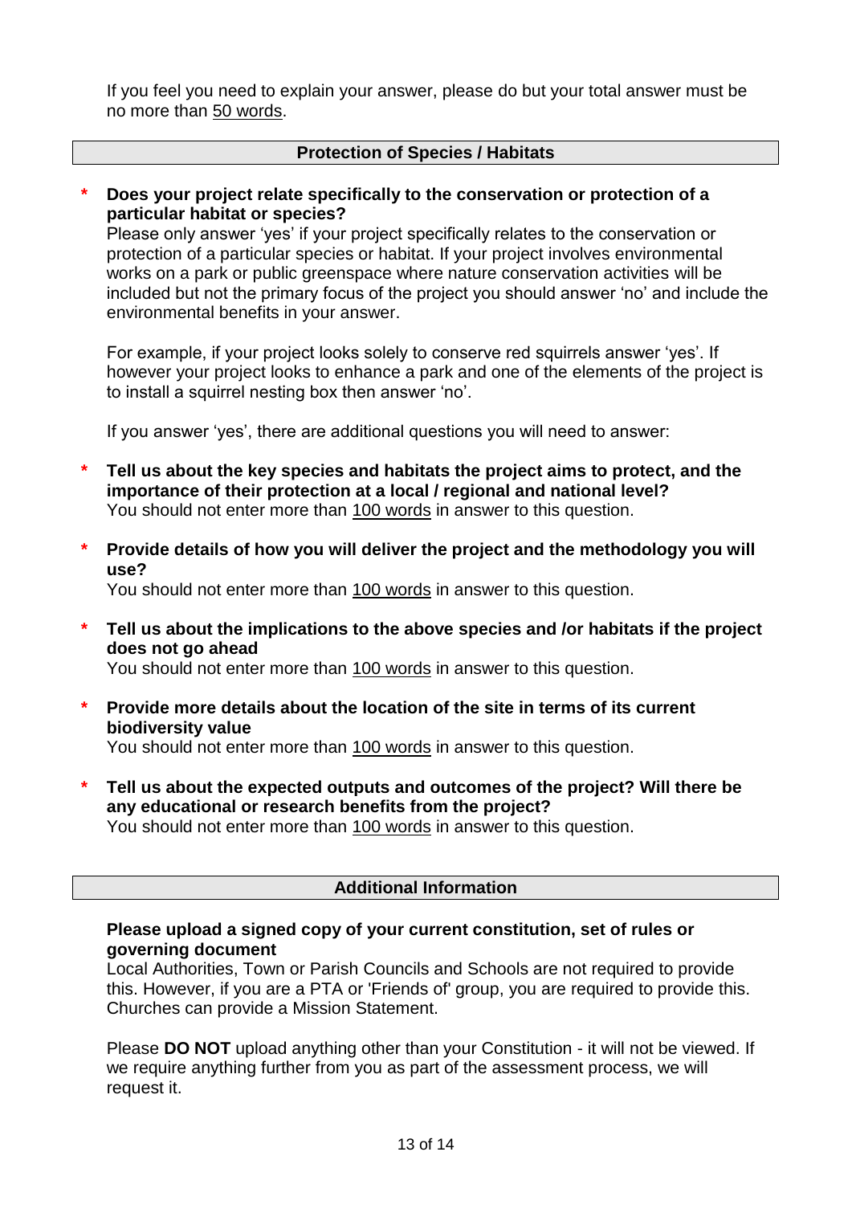If you feel you need to explain your answer, please do but your total answer must be no more than 50 words.

## Protection of Species / Habitats

* **Does your project relate specifically to the conservation or protection of a particular habitat or species?**
  Please only answer 'yes' if your project specifically relates to the conservation or protection of a particular species or habitat. If your project involves environmental works on a park or public greenspace where nature conservation activities will be included but not the primary focus of the project you should answer 'no' and include the environmental benefits in your answer.

  For example, if your project looks solely to conserve red squirrels answer 'yes'. If however your project looks to enhance a park and one of the elements of the project is to install a squirrel nesting box then answer 'no'.

  If you answer 'yes', there are additional questions you will need to answer:

* **Tell us about the key species and habitats the project aims to protect, and the importance of their protection at a local / regional and national level?**
  You should not enter more than 100 words in answer to this question.

* **Provide details of how you will deliver the project and the methodology you will use?**
  You should not enter more than 100 words in answer to this question.

* **Tell us about the implications to the above species and /or habitats if the project does not go ahead**
  You should not enter more than 100 words in answer to this question.

* **Provide more details about the location of the site in terms of its current biodiversity value**
  You should not enter more than 100 words in answer to this question.

* **Tell us about the expected outputs and outcomes of the project? Will there be any educational or research benefits from the project?**
  You should not enter more than 100 words in answer to this question.

## Additional Information

**Please upload a signed copy of your current constitution, set of rules or governing document**
Local Authorities, Town or Parish Councils and Schools are not required to provide this. However, if you are a PTA or 'Friends of' group, you are required to provide this. Churches can provide a Mission Statement.

Please **DO NOT** upload anything other than your Constitution - it will not be viewed. If we require anything further from you as part of the assessment process, we will request it.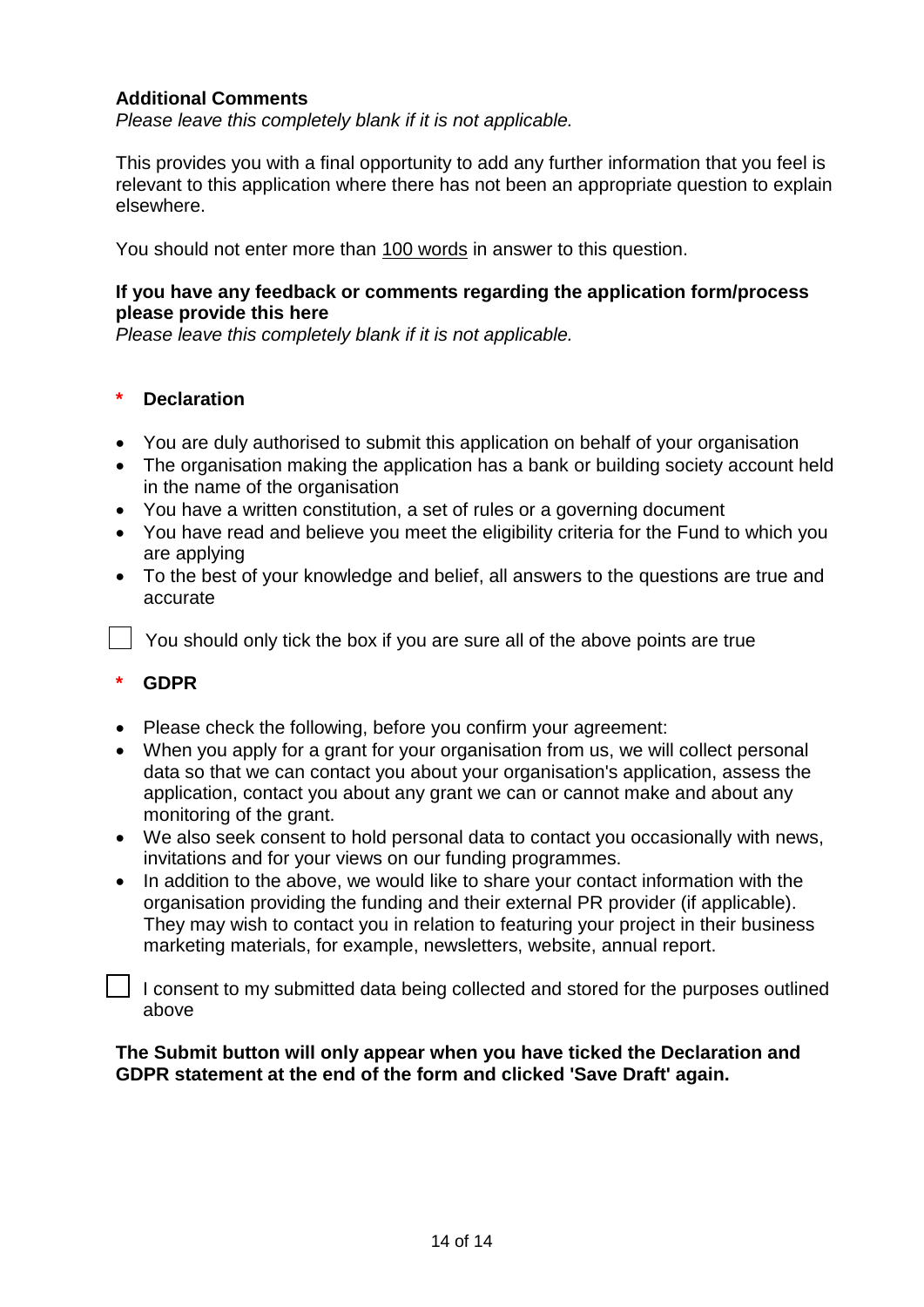**Additional Comments**

*Please leave this completely blank if it is not applicable.*

This provides you with a final opportunity to add any further information that you feel is relevant to this application where there has not been an appropriate question to explain elsewhere.

You should not enter more than 100 words in answer to this question.

**If you have any feedback or comments regarding the application form/process please provide this here**

*Please leave this completely blank if it is not applicable.*

**\* Declaration**

- You are duly authorised to submit this application on behalf of your organisation
- The organisation making the application has a bank or building society account held in the name of the organisation
- You have a written constitution, a set of rules or a governing document
- You have read and believe you meet the eligibility criteria for the Fund to which you are applying
- To the best of your knowledge and belief, all answers to the questions are true and accurate

☐ You should only tick the box if you are sure all of the above points are true

**\* GDPR**

- Please check the following, before you confirm your agreement:
- When you apply for a grant for your organisation from us, we will collect personal data so that we can contact you about your organisation's application, assess the application, contact you about any grant we can or cannot make and about any monitoring of the grant.
- We also seek consent to hold personal data to contact you occasionally with news, invitations and for your views on our funding programmes.
- In addition to the above, we would like to share your contact information with the organisation providing the funding and their external PR provider (if applicable). They may wish to contact you in relation to featuring your project in their business marketing materials, for example, newsletters, website, annual report.

☐ I consent to my submitted data being collected and stored for the purposes outlined above

**The Submit button will only appear when you have ticked the Declaration and GDPR statement at the end of the form and clicked 'Save Draft' again.**